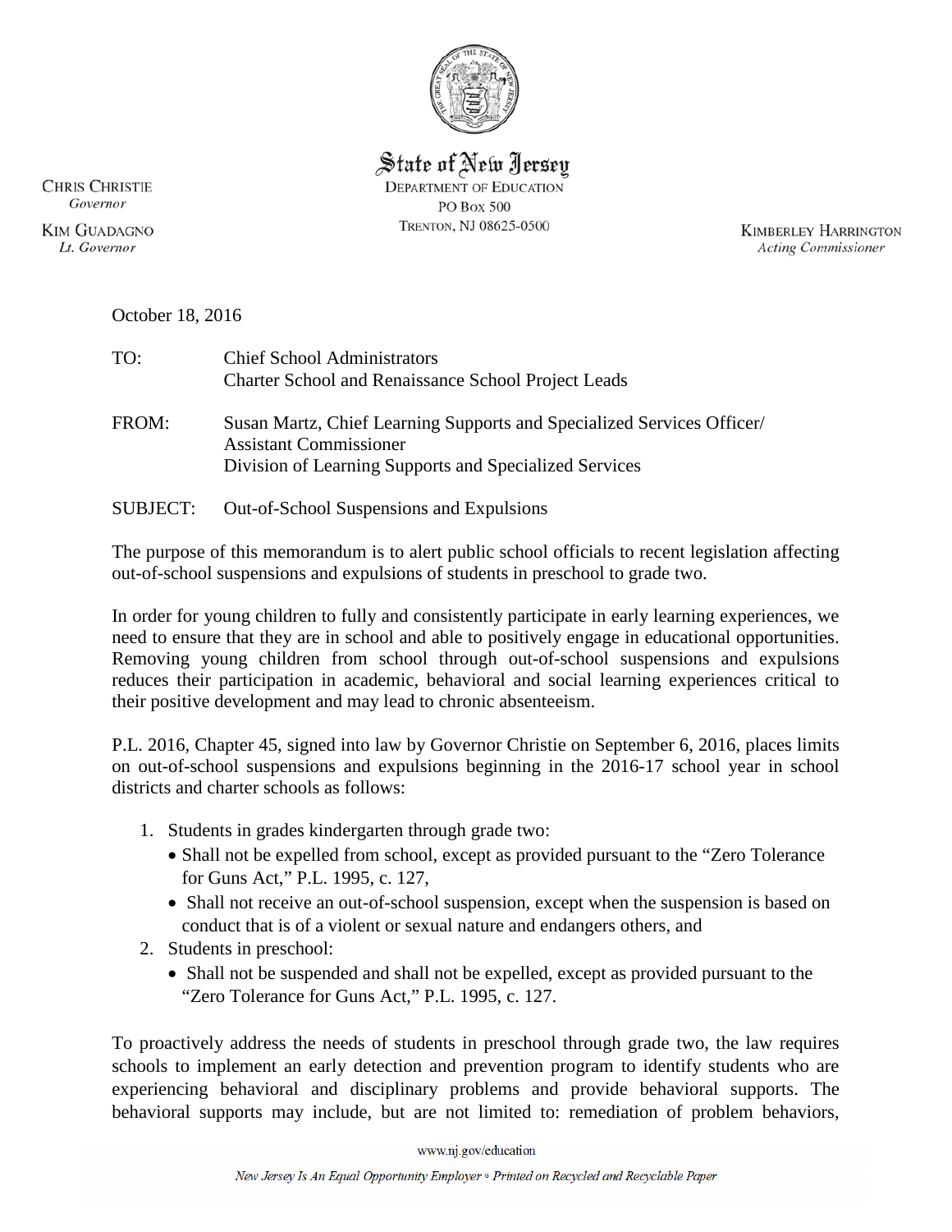State of New Jersey
DEPARTMENT OF EDUCATION
PO Box 500
TRENTON, NJ 08625-0500

CHRIS CHRISTIE
*Governor*

KIM GUADAGNO
*Lt. Governor*

KIMBERLEY HARRINGTON
*Acting Commissioner*

October 18, 2016

TO: Chief School Administrators
Charter School and Renaissance School Project Leads

FROM: Susan Martz, Chief Learning Supports and Specialized Services Officer/
Assistant Commissioner
Division of Learning Supports and Specialized Services

SUBJECT: Out-of-School Suspensions and Expulsions

The purpose of this memorandum is to alert public school officials to recent legislation affecting out-of-school suspensions and expulsions of students in preschool to grade two.

In order for young children to fully and consistently participate in early learning experiences, we need to ensure that they are in school and able to positively engage in educational opportunities. Removing young children from school through out-of-school suspensions and expulsions reduces their participation in academic, behavioral and social learning experiences critical to their positive development and may lead to chronic absenteeism.

P.L. 2016, Chapter 45, signed into law by Governor Christie on September 6, 2016, places limits on out-of-school suspensions and expulsions beginning in the 2016-17 school year in school districts and charter schools as follows:

1. Students in grades kindergarten through grade two:
   - Shall not be expelled from school, except as provided pursuant to the "Zero Tolerance for Guns Act," P.L. 1995, c. 127,
   - Shall not receive an out-of-school suspension, except when the suspension is based on conduct that is of a violent or sexual nature and endangers others, and
2. Students in preschool:
   - Shall not be suspended and shall not be expelled, except as provided pursuant to the "Zero Tolerance for Guns Act," P.L. 1995, c. 127.

To proactively address the needs of students in preschool through grade two, the law requires schools to implement an early detection and prevention program to identify students who are experiencing behavioral and disciplinary problems and provide behavioral supports. The behavioral supports may include, but are not limited to: remediation of problem behaviors,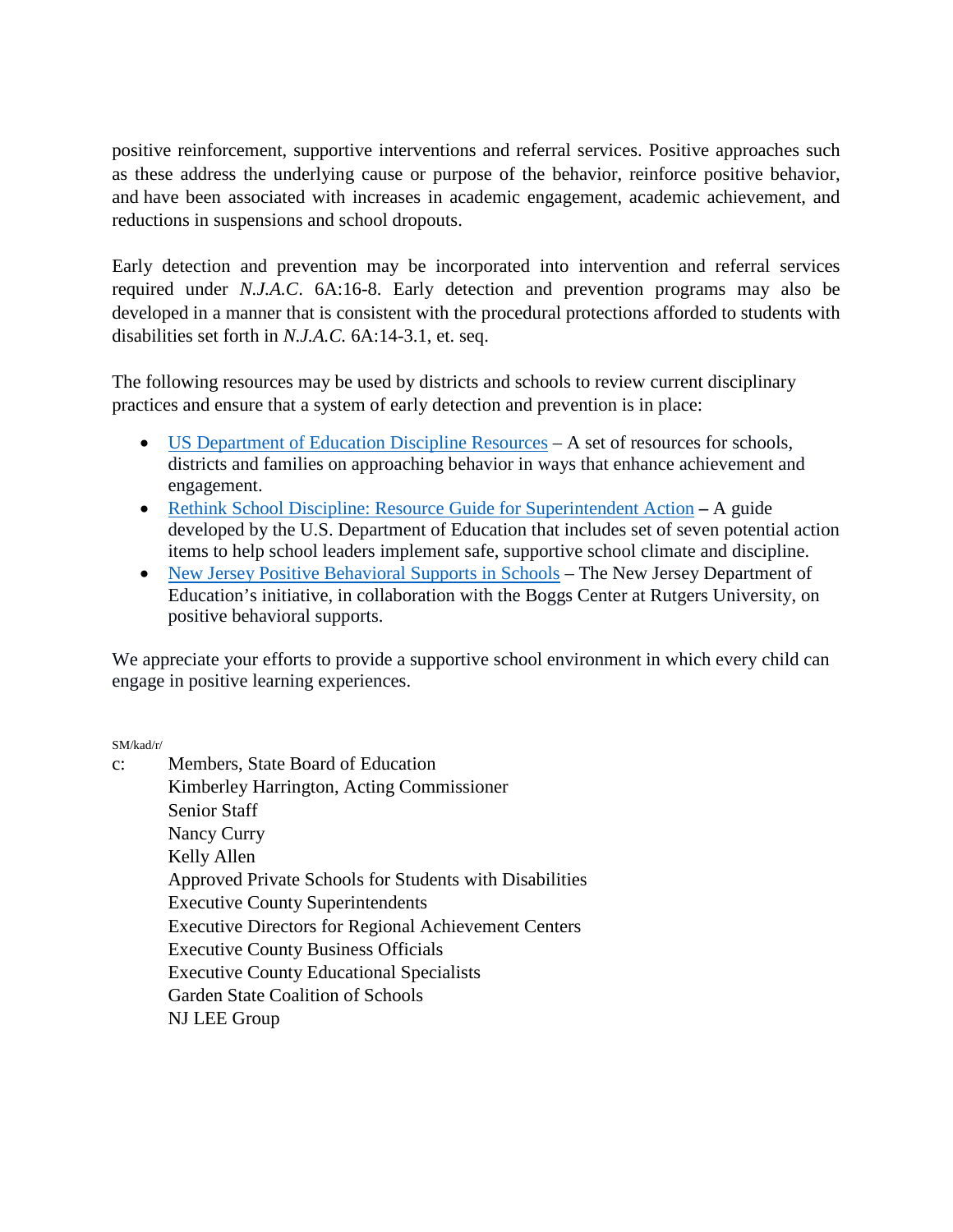positive reinforcement, supportive interventions and referral services. Positive approaches such as these address the underlying cause or purpose of the behavior, reinforce positive behavior, and have been associated with increases in academic engagement, academic achievement, and reductions in suspensions and school dropouts.

Early detection and prevention may be incorporated into intervention and referral services required under *N.J.A.C*. 6A:16-8. Early detection and prevention programs may also be developed in a manner that is consistent with the procedural protections afforded to students with disabilities set forth in *N.J.A.C.* 6A:14-3.1, et. seq.

The following resources may be used by districts and schools to review current disciplinary practices and ensure that a system of early detection and prevention is in place:

- US Department of Education Discipline Resources – A set of resources for schools, districts and families on approaching behavior in ways that enhance achievement and engagement.
- Rethink School Discipline: Resource Guide for Superintendent Action **–** A guide developed by the U.S. Department of Education that includes set of seven potential action items to help school leaders implement safe, supportive school climate and discipline.
- New Jersey Positive Behavioral Supports in Schools – The New Jersey Department of Education's initiative, in collaboration with the Boggs Center at Rutgers University, on positive behavioral supports.

We appreciate your efforts to provide a supportive school environment in which every child can engage in positive learning experiences.

SM/kad/r/

c: Members, State Board of Education
Kimberley Harrington, Acting Commissioner
Senior Staff
Nancy Curry
Kelly Allen
Approved Private Schools for Students with Disabilities
Executive County Superintendents
Executive Directors for Regional Achievement Centers
Executive County Business Officials
Executive County Educational Specialists
Garden State Coalition of Schools
NJ LEE Group